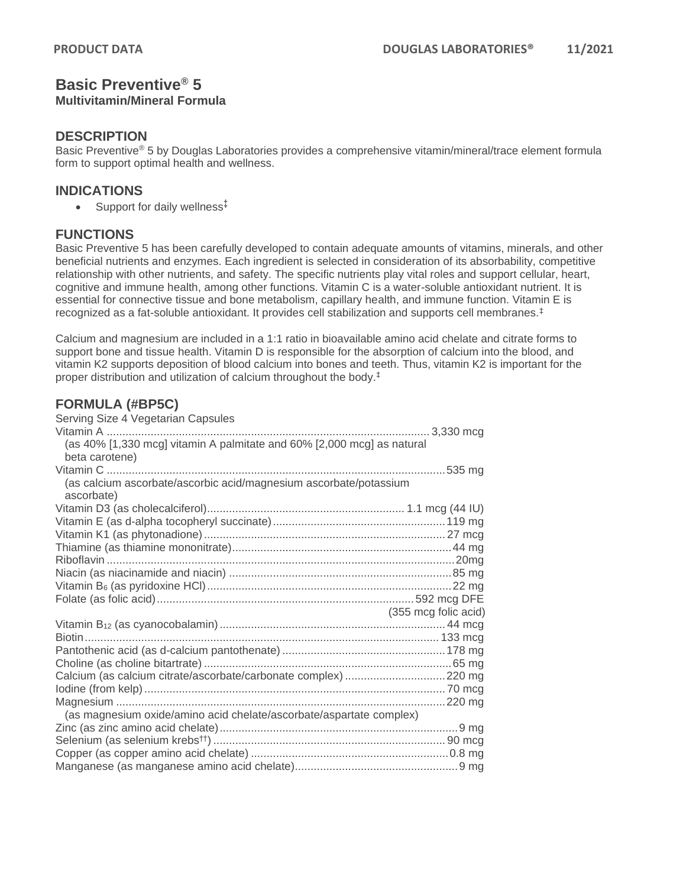# Basic Preventive® 5

**Multivitamin/Mineral Formula**

## DESCRIPTION

Basic Preventive® 5 by Douglas Laboratories provides a comprehensive vitamin/mineral/trace element formula form to support optimal health and wellness.

## INDICATIONS

- Support for daily wellness‡

## FUNCTIONS

Basic Preventive 5 has been carefully developed to contain adequate amounts of vitamins, minerals, and other beneficial nutrients and enzymes. Each ingredient is selected in consideration of its absorbability, competitive relationship with other nutrients, and safety. The specific nutrients play vital roles and support cellular, heart, cognitive and immune health, among other functions. Vitamin C is a water-soluble antioxidant nutrient. It is essential for connective tissue and bone metabolism, capillary health, and immune function. Vitamin E is recognized as a fat-soluble antioxidant. It provides cell stabilization and supports cell membranes.‡

Calcium and magnesium are included in a 1:1 ratio in bioavailable amino acid chelate and citrate forms to support bone and tissue health. Vitamin D is responsible for the absorption of calcium into the blood, and vitamin K2 supports deposition of blood calcium into bones and teeth. Thus, vitamin K2 is important for the proper distribution and utilization of calcium throughout the body.‡

## FORMULA (#BP5C)

Serving Size 4 Vegetarian Capsules

| Ingredient | Amount |
|---|---|
| Vitamin A (as 40% [1,330 mcg] vitamin A palmitate and 60% [2,000 mcg] as natural beta carotene) | 3,330 mcg |
| Vitamin C (as calcium ascorbate/ascorbic acid/magnesium ascorbate/potassium ascorbate) | 535 mg |
| Vitamin D3 (as cholecalciferol) | 1.1 mcg (44 IU) |
| Vitamin E (as d-alpha tocopheryl succinate) | 119 mg |
| Vitamin K1 (as phytonadione) | 27 mcg |
| Thiamine (as thiamine mononitrate) | 44 mg |
| Riboflavin | 20mg |
| Niacin (as niacinamide and niacin) | 85 mg |
| Vitamin $B_6$ (as pyridoxine HCl) | 22 mg |
| Folate (as folic acid) | 592 mcg DFE (355 mcg folic acid) |
| Vitamin $B_{12}$ (as cyanocobalamin) | 44 mcg |
| Biotin | 133 mcg |
| Pantothenic acid (as d-calcium pantothenate) | 178 mg |
| Choline (as choline bitartrate) | 65 mg |
| Calcium (as calcium citrate/ascorbate/carbonate complex) | 220 mg |
| Iodine (from kelp) | 70 mcg |
| Magnesium (as magnesium oxide/amino acid chelate/ascorbate/aspartate complex) | 220 mg |
| Zinc (as zinc amino acid chelate) | 9 mg |
| Selenium (as selenium krebs††) | 90 mcg |
| Copper (as copper amino acid chelate) | 0.8 mg |
| Manganese (as manganese amino acid chelate) | 9 mg |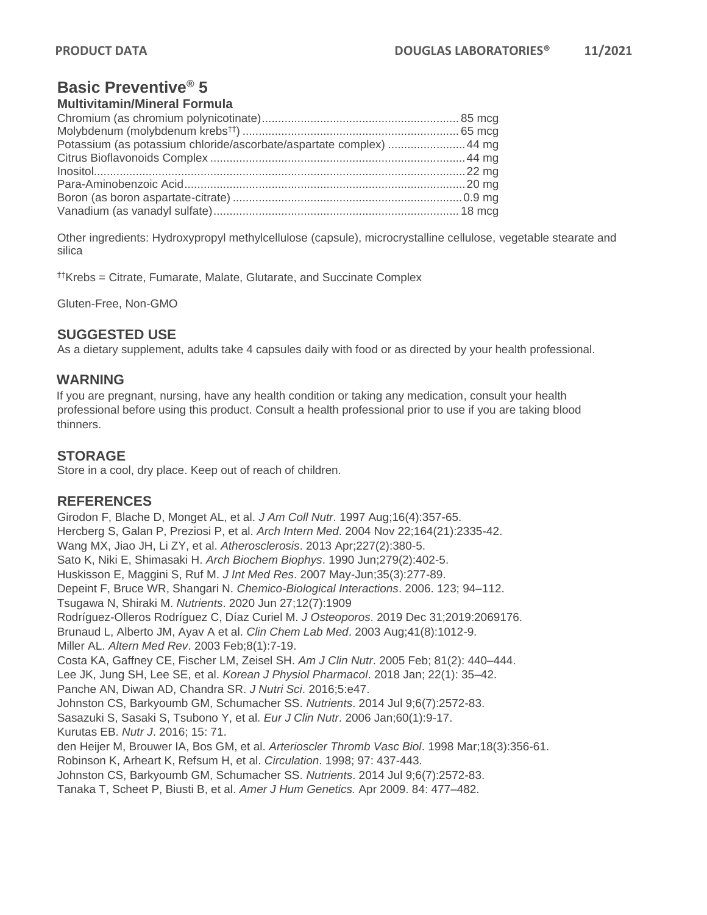# Basic Preventive® 5

### Multivitamin/Mineral Formula

| | |
|---|---|
| Chromium (as chromium polynicotinate) | 85 mcg |
| Molybdenum (molybdenum krebs[††]) | 65 mcg |
| Potassium (as potassium chloride/ascorbate/aspartate complex) | 44 mg |
| Citrus Bioflavonoids Complex | 44 mg |
| Inositol | 22 mg |
| Para-Aminobenzoic Acid | 20 mg |
| Boron (as boron aspartate-citrate) | 0.9 mg |
| Vanadium (as vanadyl sulfate) | 18 mcg |

Other ingredients: Hydroxypropyl methylcellulose (capsule), microcrystalline cellulose, vegetable stearate and silica

[††]Krebs = Citrate, Fumarate, Malate, Glutarate, and Succinate Complex

Gluten-Free, Non-GMO

## SUGGESTED USE

As a dietary supplement, adults take 4 capsules daily with food or as directed by your health professional.

## WARNING

If you are pregnant, nursing, have any health condition or taking any medication, consult your health professional before using this product. Consult a health professional prior to use if you are taking blood thinners.

## STORAGE

Store in a cool, dry place. Keep out of reach of children.

## REFERENCES

Girodon F, Blache D, Monget AL, et al. *J Am Coll Nutr*. 1997 Aug;16(4):357-65.
Hercberg S, Galan P, Preziosi P, et al. *Arch Intern Med*. 2004 Nov 22;164(21):2335-42.
Wang MX, Jiao JH, Li ZY, et al. *Atherosclerosis*. 2013 Apr;227(2):380-5.
Sato K, Niki E, Shimasaki H. *Arch Biochem Biophys*. 1990 Jun;279(2):402-5.
Huskisson E, Maggini S, Ruf M. *J Int Med Res*. 2007 May-Jun;35(3):277-89.
Depeint F, Bruce WR, Shangari N. *Chemico-Biological Interactions*. 2006. 123; 94–112.
Tsugawa N, Shiraki M. *Nutrients*. 2020 Jun 27;12(7):1909
Rodríguez-Olleros Rodríguez C, Díaz Curiel M. *J Osteoporos*. 2019 Dec 31;2019:2069176.
Brunaud L, Alberto JM, Ayav A et al. *Clin Chem Lab Med*. 2003 Aug;41(8):1012-9.
Miller AL. *Altern Med Rev*. 2003 Feb;8(1):7-19.
Costa KA, Gaffney CE, Fischer LM, Zeisel SH. *Am J Clin Nutr*. 2005 Feb; 81(2): 440–444.
Lee JK, Jung SH, Lee SE, et al. *Korean J Physiol Pharmacol*. 2018 Jan; 22(1): 35–42.
Panche AN, Diwan AD, Chandra SR. *J Nutri Sci*. 2016;5:e47.
Johnston CS, Barkyoumb GM, Schumacher SS. *Nutrients*. 2014 Jul 9;6(7):2572-83.
Sasazuki S, Sasaki S, Tsubono Y, et al. *Eur J Clin Nutr*. 2006 Jan;60(1):9-17.
Kurutas EB. *Nutr J*. 2016; 15: 71.
den Heijer M, Brouwer IA, Bos GM, et al. *Arterioscler Thromb Vasc Biol*. 1998 Mar;18(3):356-61.
Robinson K, Arheart K, Refsum H, et al. *Circulation*. 1998; 97: 437-443.
Johnston CS, Barkyoumb GM, Schumacher SS. *Nutrients*. 2014 Jul 9;6(7):2572-83.
Tanaka T, Scheet P, Biusti B, et al. *Amer J Hum Genetics.* Apr 2009. 84: 477–482.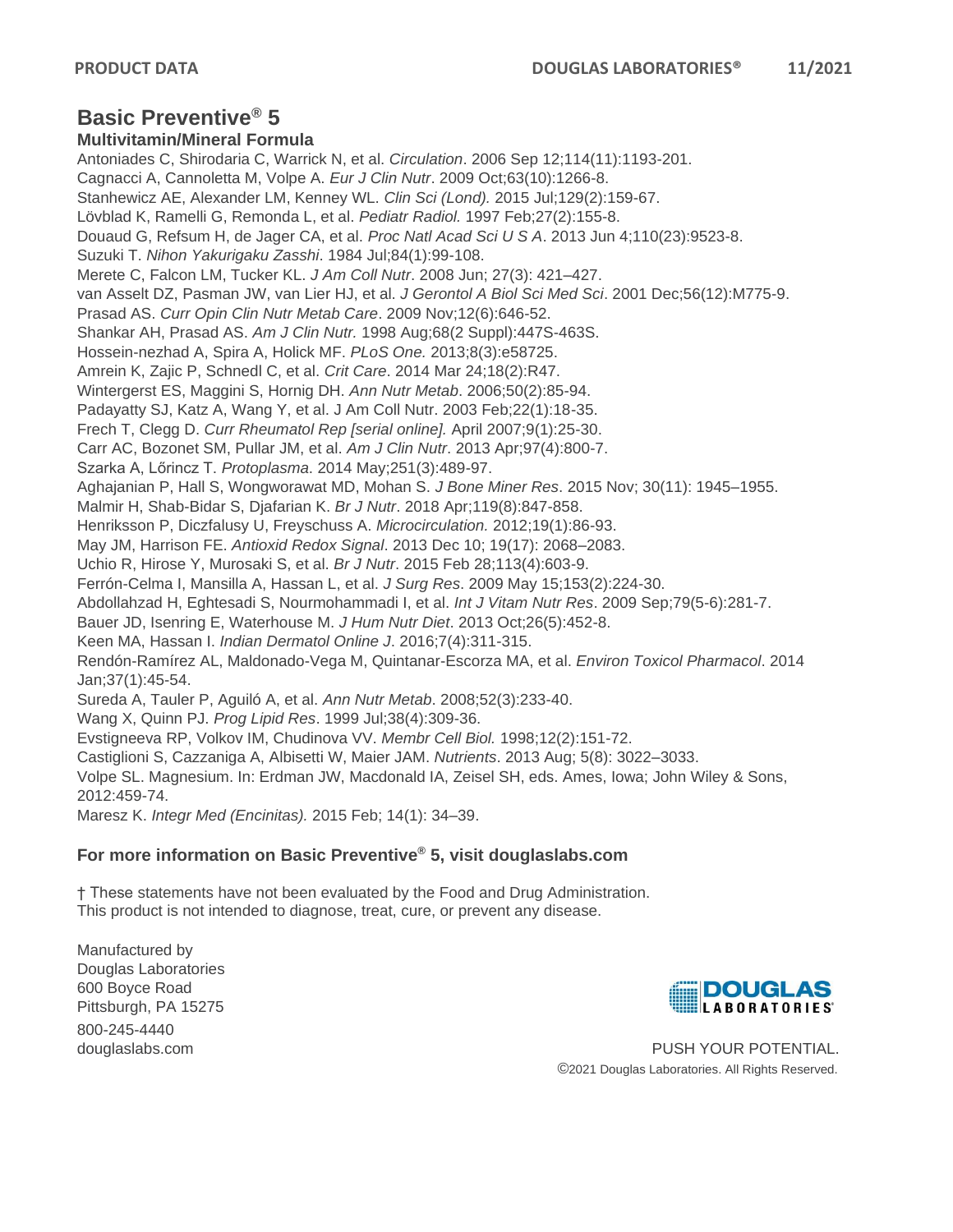# Basic Preventive® 5

## Multivitamin/Mineral Formula

Antoniades C, Shirodaria C, Warrick N, et al. *Circulation*. 2006 Sep 12;114(11):1193-201.
Cagnacci A, Cannoletta M, Volpe A. *Eur J Clin Nutr*. 2009 Oct;63(10):1266-8.
Stanhewicz AE, Alexander LM, Kenney WL. *Clin Sci (Lond).* 2015 Jul;129(2):159-67.
Lövblad K, Ramelli G, Remonda L, et al. *Pediatr Radiol.* 1997 Feb;27(2):155-8.
Douaud G, Refsum H, de Jager CA, et al. *Proc Natl Acad Sci U S A*. 2013 Jun 4;110(23):9523-8.
Suzuki T. *Nihon Yakurigaku Zasshi*. 1984 Jul;84(1):99-108.
Merete C, Falcon LM, Tucker KL. *J Am Coll Nutr*. 2008 Jun; 27(3): 421–427.
van Asselt DZ, Pasman JW, van Lier HJ, et al. *J Gerontol A Biol Sci Med Sci*. 2001 Dec;56(12):M775-9.
Prasad AS. *Curr Opin Clin Nutr Metab Care*. 2009 Nov;12(6):646-52.
Shankar AH, Prasad AS. *Am J Clin Nutr.* 1998 Aug;68(2 Suppl):447S-463S.
Hossein-nezhad A, Spira A, Holick MF. *PLoS One.* 2013;8(3):e58725.
Amrein K, Zajic P, Schnedl C, et al. *Crit Care*. 2014 Mar 24;18(2):R47.
Wintergerst ES, Maggini S, Hornig DH. *Ann Nutr Metab*. 2006;50(2):85-94.
Padayatty SJ, Katz A, Wang Y, et al. J Am Coll Nutr. 2003 Feb;22(1):18-35.
Frech T, Clegg D. *Curr Rheumatol Rep [serial online].* April 2007;9(1):25-30.
Carr AC, Bozonet SM, Pullar JM, et al. *Am J Clin Nutr*. 2013 Apr;97(4):800-7.
Szarka A, Lőrincz T. *Protoplasma*. 2014 May;251(3):489-97.
Aghajanian P, Hall S, Wongworawat MD, Mohan S. *J Bone Miner Res*. 2015 Nov; 30(11): 1945–1955.
Malmir H, Shab-Bidar S, Djafarian K. *Br J Nutr*. 2018 Apr;119(8):847-858.
Henriksson P, Diczfalusy U, Freyschuss A. *Microcirculation.* 2012;19(1):86-93.
May JM, Harrison FE. *Antioxid Redox Signal*. 2013 Dec 10; 19(17): 2068–2083.
Uchio R, Hirose Y, Murosaki S, et al. *Br J Nutr*. 2015 Feb 28;113(4):603-9.
Ferrón-Celma I, Mansilla A, Hassan L, et al. *J Surg Res*. 2009 May 15;153(2):224-30.
Abdollahzad H, Eghtesadi S, Nourmohammadi I, et al. *Int J Vitam Nutr Res*. 2009 Sep;79(5-6):281-7.
Bauer JD, Isenring E, Waterhouse M. *J Hum Nutr Diet*. 2013 Oct;26(5):452-8.
Keen MA, Hassan I. *Indian Dermatol Online J*. 2016;7(4):311-315.
Rendón-Ramírez AL, Maldonado-Vega M, Quintanar-Escorza MA, et al. *Environ Toxicol Pharmacol*. 2014 Jan;37(1):45-54.
Sureda A, Tauler P, Aguiló A, et al. *Ann Nutr Metab*. 2008;52(3):233-40.
Wang X, Quinn PJ. *Prog Lipid Res*. 1999 Jul;38(4):309-36.
Evstigneeva RP, Volkov IM, Chudinova VV. *Membr Cell Biol.* 1998;12(2):151-72.
Castiglioni S, Cazzaniga A, Albisetti W, Maier JAM. *Nutrients*. 2013 Aug; 5(8): 3022–3033.
Volpe SL. Magnesium. In: Erdman JW, Macdonald IA, Zeisel SH, eds. Ames, Iowa; John Wiley & Sons, 2012:459-74.
Maresz K. *Integr Med (Encinitas).* 2015 Feb; 14(1): 34–39.

**For more information on Basic Preventive® 5, visit douglaslabs.com**

† These statements have not been evaluated by the Food and Drug Administration.
This product is not intended to diagnose, treat, cure, or prevent any disease.

Manufactured by
Douglas Laboratories
600 Boyce Road
Pittsburgh, PA 15275
800-245-4440
douglaslabs.com

DOUGLAS LABORATORIES®

PUSH YOUR POTENTIAL.

©2021 Douglas Laboratories. All Rights Reserved.